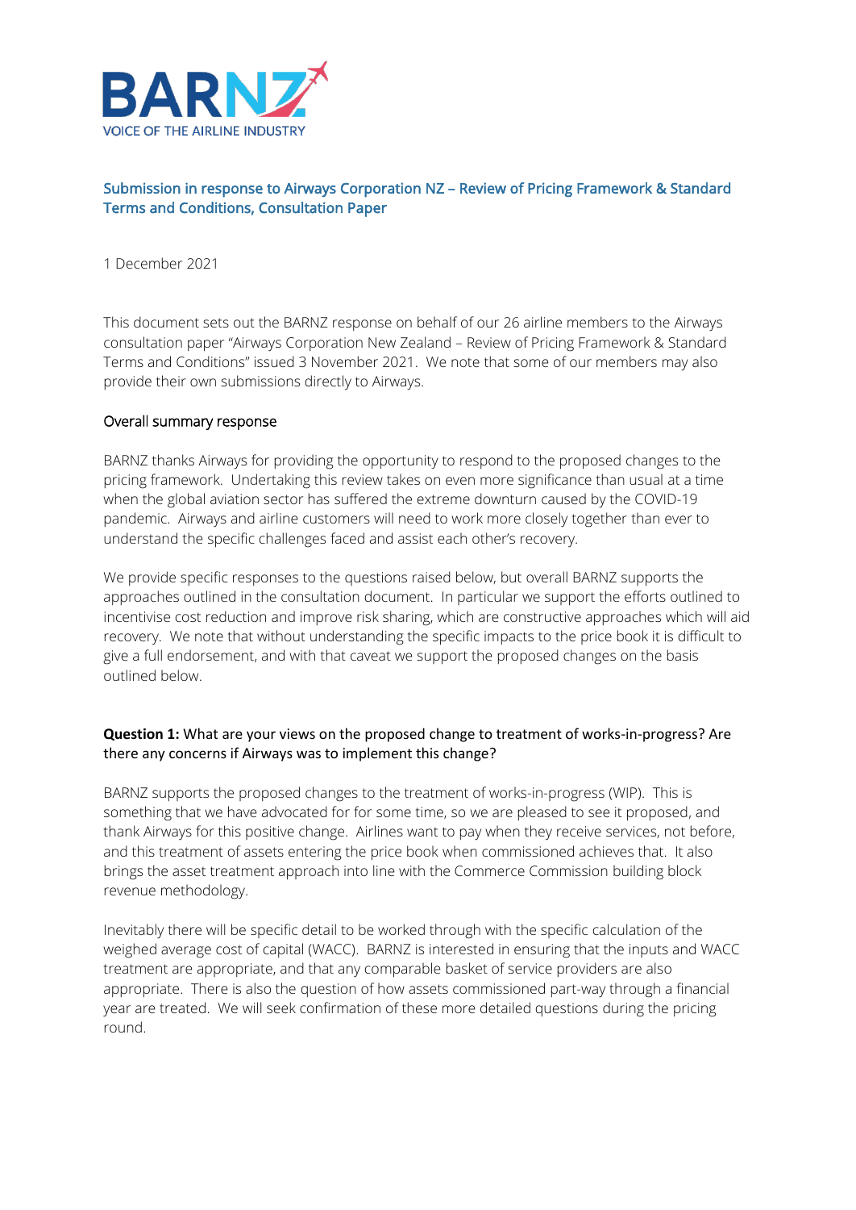BARNZ
VOICE OF THE AIRLINE INDUSTRY

## Submission in response to Airways Corporation NZ – Review of Pricing Framework & Standard Terms and Conditions, Consultation Paper

1 December 2021

This document sets out the BARNZ response on behalf of our 26 airline members to the Airways consultation paper "Airways Corporation New Zealand – Review of Pricing Framework & Standard Terms and Conditions" issued 3 November 2021. We note that some of our members may also provide their own submissions directly to Airways.

### Overall summary response

BARNZ thanks Airways for providing the opportunity to respond to the proposed changes to the pricing framework. Undertaking this review takes on even more significance than usual at a time when the global aviation sector has suffered the extreme downturn caused by the COVID-19 pandemic. Airways and airline customers will need to work more closely together than ever to understand the specific challenges faced and assist each other's recovery.

We provide specific responses to the questions raised below, but overall BARNZ supports the approaches outlined in the consultation document. In particular we support the efforts outlined to incentivise cost reduction and improve risk sharing, which are constructive approaches which will aid recovery. We note that without understanding the specific impacts to the price book it is difficult to give a full endorsement, and with that caveat we support the proposed changes on the basis outlined below.

**Question 1:** What are your views on the proposed change to treatment of works-in-progress? Are there any concerns if Airways was to implement this change?

BARNZ supports the proposed changes to the treatment of works-in-progress (WIP). This is something that we have advocated for for some time, so we are pleased to see it proposed, and thank Airways for this positive change. Airlines want to pay when they receive services, not before, and this treatment of assets entering the price book when commissioned achieves that. It also brings the asset treatment approach into line with the Commerce Commission building block revenue methodology.

Inevitably there will be specific detail to be worked through with the specific calculation of the weighed average cost of capital (WACC). BARNZ is interested in ensuring that the inputs and WACC treatment are appropriate, and that any comparable basket of service providers are also appropriate. There is also the question of how assets commissioned part-way through a financial year are treated. We will seek confirmation of these more detailed questions during the pricing round.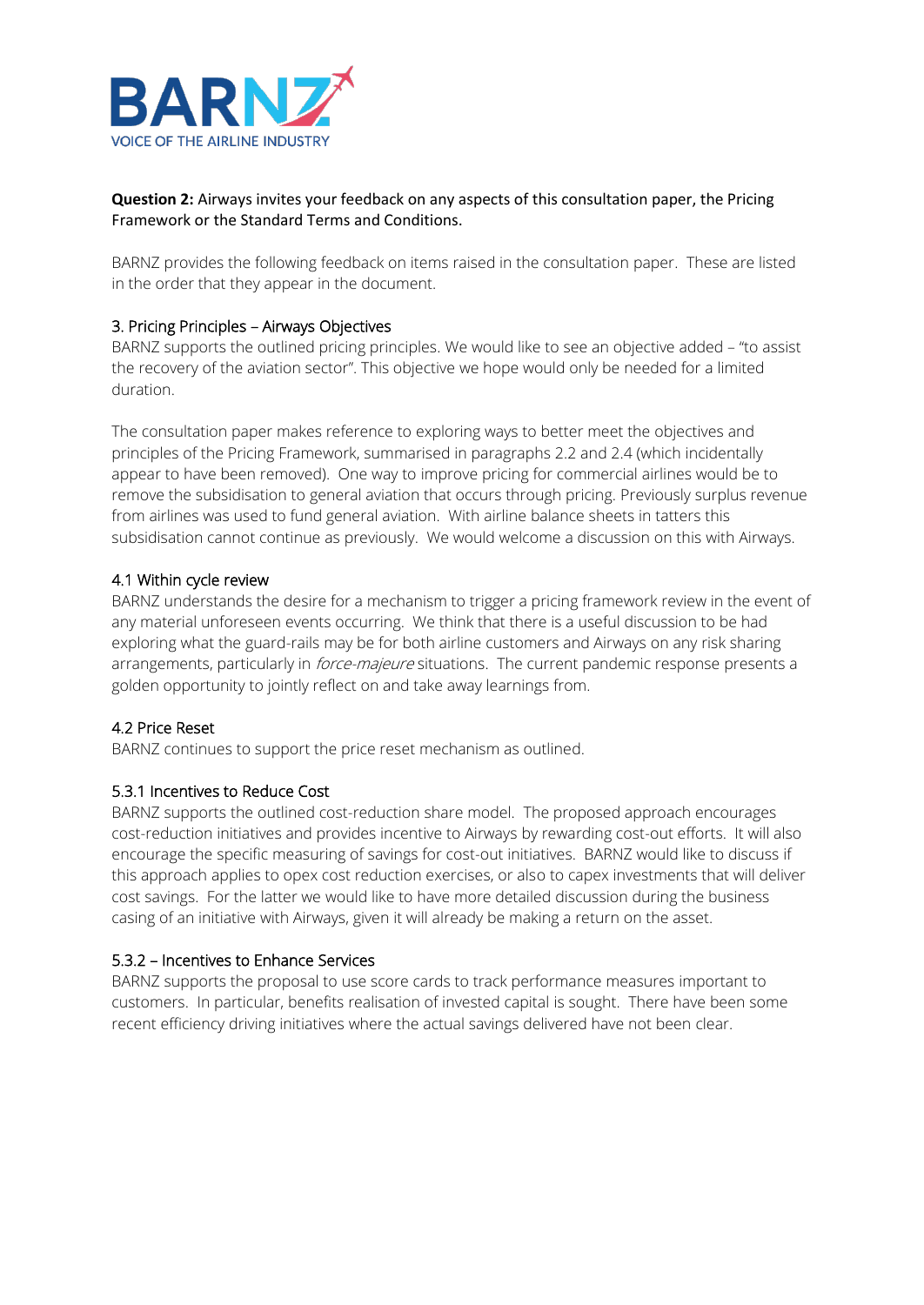**Question 2:** Airways invites your feedback on any aspects of this consultation paper, the Pricing Framework or the Standard Terms and Conditions.

BARNZ provides the following feedback on items raised in the consultation paper. These are listed in the order that they appear in the document.

### 3. Pricing Principles – Airways Objectives

BARNZ supports the outlined pricing principles. We would like to see an objective added – "to assist the recovery of the aviation sector". This objective we hope would only be needed for a limited duration.

The consultation paper makes reference to exploring ways to better meet the objectives and principles of the Pricing Framework, summarised in paragraphs 2.2 and 2.4 (which incidentally appear to have been removed). One way to improve pricing for commercial airlines would be to remove the subsidisation to general aviation that occurs through pricing. Previously surplus revenue from airlines was used to fund general aviation. With airline balance sheets in tatters this subsidisation cannot continue as previously. We would welcome a discussion on this with Airways.

### 4.1 Within cycle review

BARNZ understands the desire for a mechanism to trigger a pricing framework review in the event of any material unforeseen events occurring. We think that there is a useful discussion to be had exploring what the guard-rails may be for both airline customers and Airways on any risk sharing arrangements, particularly in *force-majeure* situations. The current pandemic response presents a golden opportunity to jointly reflect on and take away learnings from.

### 4.2 Price Reset

BARNZ continues to support the price reset mechanism as outlined.

### 5.3.1 Incentives to Reduce Cost

BARNZ supports the outlined cost-reduction share model. The proposed approach encourages cost-reduction initiatives and provides incentive to Airways by rewarding cost-out efforts. It will also encourage the specific measuring of savings for cost-out initiatives. BARNZ would like to discuss if this approach applies to opex cost reduction exercises, or also to capex investments that will deliver cost savings. For the latter we would like to have more detailed discussion during the business casing of an initiative with Airways, given it will already be making a return on the asset.

### 5.3.2 – Incentives to Enhance Services

BARNZ supports the proposal to use score cards to track performance measures important to customers. In particular, benefits realisation of invested capital is sought. There have been some recent efficiency driving initiatives where the actual savings delivered have not been clear.